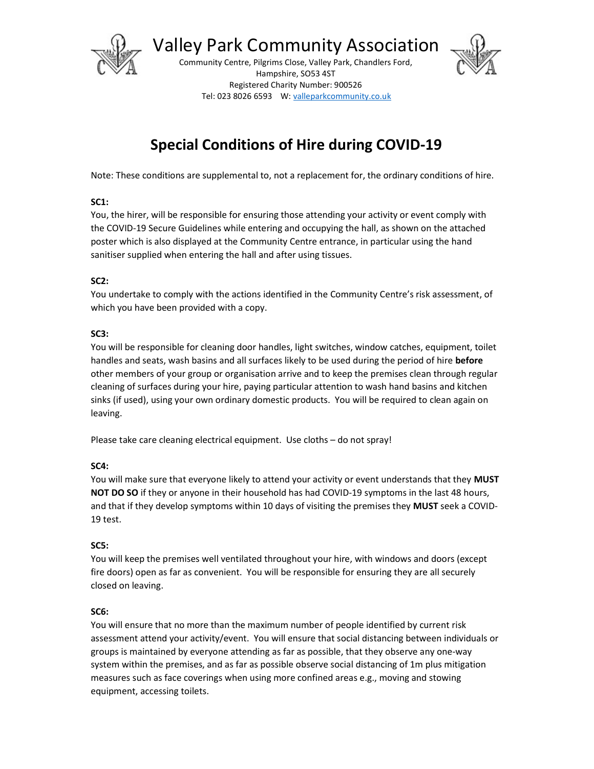# Valley Park Community Association

Community Centre, Pilgrims Close, Valley Park, Chandlers Ford, Hampshire, SO53 4ST
Registered Charity Number: 900526
Tel: 023 8026 6593 W: valleparkcommunity.co.uk

## Special Conditions of Hire during COVID-19

Note: These conditions are supplemental to, not a replacement for, the ordinary conditions of hire.

**SC1:**
You, the hirer, will be responsible for ensuring those attending your activity or event comply with the COVID-19 Secure Guidelines while entering and occupying the hall, as shown on the attached poster which is also displayed at the Community Centre entrance, in particular using the hand sanitiser supplied when entering the hall and after using tissues.

**SC2:**
You undertake to comply with the actions identified in the Community Centre's risk assessment, of which you have been provided with a copy.

**SC3:**
You will be responsible for cleaning door handles, light switches, window catches, equipment, toilet handles and seats, wash basins and all surfaces likely to be used during the period of hire **before** other members of your group or organisation arrive and to keep the premises clean through regular cleaning of surfaces during your hire, paying particular attention to wash hand basins and kitchen sinks (if used), using your own ordinary domestic products. You will be required to clean again on leaving.

Please take care cleaning electrical equipment. Use cloths – do not spray!

**SC4:**
You will make sure that everyone likely to attend your activity or event understands that they **MUST NOT DO SO** if they or anyone in their household has had COVID-19 symptoms in the last 48 hours, and that if they develop symptoms within 10 days of visiting the premises they **MUST** seek a COVID-19 test.

**SC5:**
You will keep the premises well ventilated throughout your hire, with windows and doors (except fire doors) open as far as convenient. You will be responsible for ensuring they are all securely closed on leaving.

**SC6:**
You will ensure that no more than the maximum number of people identified by current risk assessment attend your activity/event. You will ensure that social distancing between individuals or groups is maintained by everyone attending as far as possible, that they observe any one-way system within the premises, and as far as possible observe social distancing of 1m plus mitigation measures such as face coverings when using more confined areas e.g., moving and stowing equipment, accessing toilets.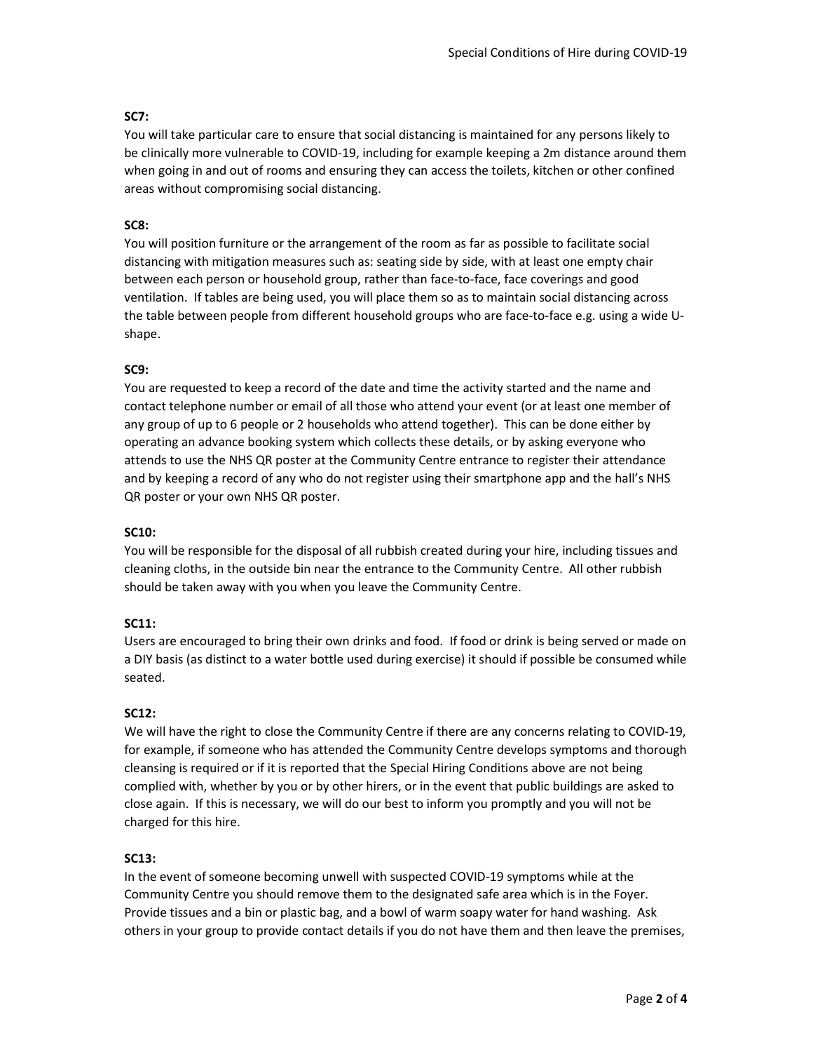**SC7:**
You will take particular care to ensure that social distancing is maintained for any persons likely to be clinically more vulnerable to COVID-19, including for example keeping a 2m distance around them when going in and out of rooms and ensuring they can access the toilets, kitchen or other confined areas without compromising social distancing.

**SC8:**
You will position furniture or the arrangement of the room as far as possible to facilitate social distancing with mitigation measures such as: seating side by side, with at least one empty chair between each person or household group, rather than face-to-face, face coverings and good ventilation. If tables are being used, you will place them so as to maintain social distancing across the table between people from different household groups who are face-to-face e.g. using a wide U-shape.

**SC9:**
You are requested to keep a record of the date and time the activity started and the name and contact telephone number or email of all those who attend your event (or at least one member of any group of up to 6 people or 2 households who attend together). This can be done either by operating an advance booking system which collects these details, or by asking everyone who attends to use the NHS QR poster at the Community Centre entrance to register their attendance and by keeping a record of any who do not register using their smartphone app and the hall's NHS QR poster or your own NHS QR poster.

**SC10:**
You will be responsible for the disposal of all rubbish created during your hire, including tissues and cleaning cloths, in the outside bin near the entrance to the Community Centre. All other rubbish should be taken away with you when you leave the Community Centre.

**SC11:**
Users are encouraged to bring their own drinks and food. If food or drink is being served or made on a DIY basis (as distinct to a water bottle used during exercise) it should if possible be consumed while seated.

**SC12:**
We will have the right to close the Community Centre if there are any concerns relating to COVID-19, for example, if someone who has attended the Community Centre develops symptoms and thorough cleansing is required or if it is reported that the Special Hiring Conditions above are not being complied with, whether by you or by other hirers, or in the event that public buildings are asked to close again. If this is necessary, we will do our best to inform you promptly and you will not be charged for this hire.

**SC13:**
In the event of someone becoming unwell with suspected COVID-19 symptoms while at the Community Centre you should remove them to the designated safe area which is in the Foyer. Provide tissues and a bin or plastic bag, and a bowl of warm soapy water for hand washing. Ask others in your group to provide contact details if you do not have them and then leave the premises,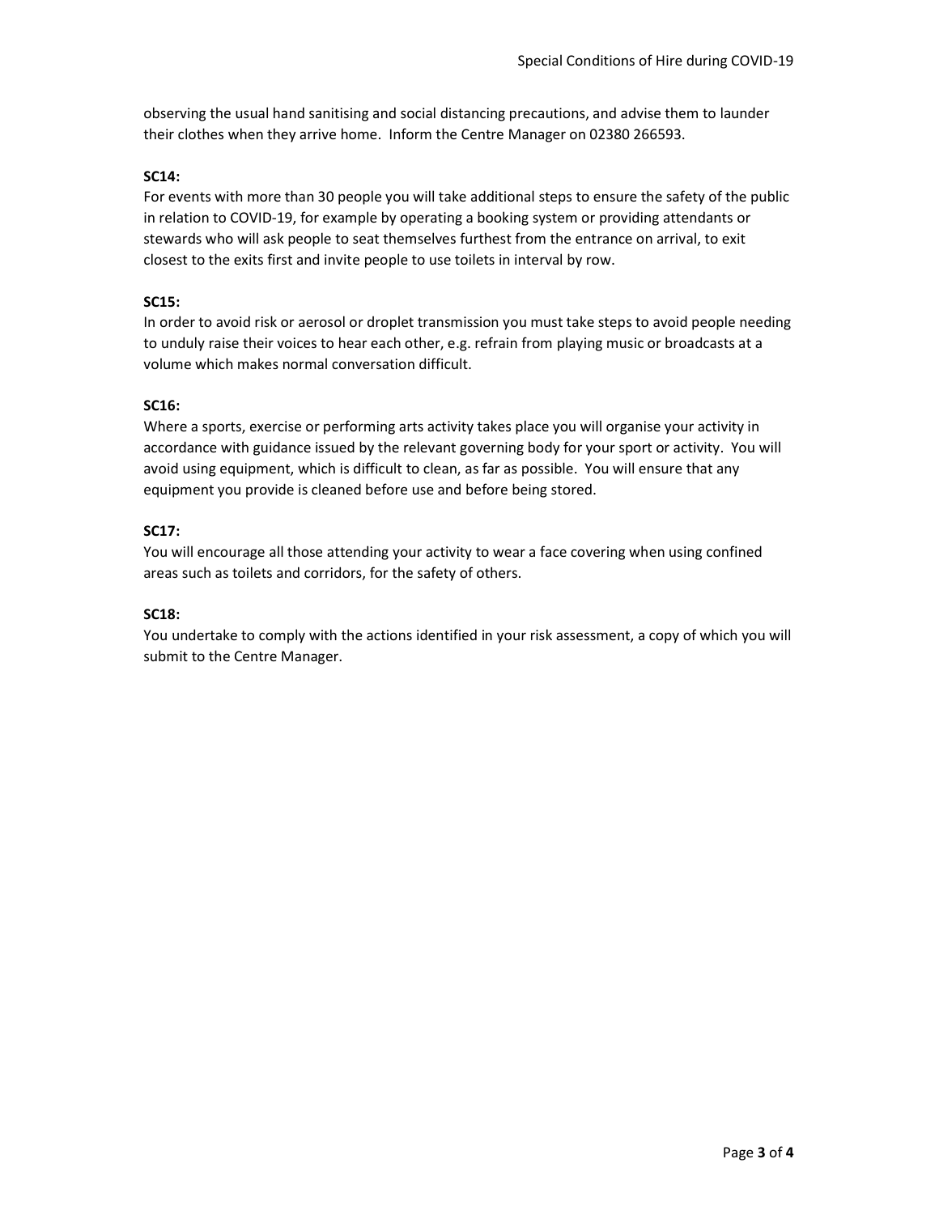observing the usual hand sanitising and social distancing precautions, and advise them to launder their clothes when they arrive home. Inform the Centre Manager on 02380 266593.

**SC14:**
For events with more than 30 people you will take additional steps to ensure the safety of the public in relation to COVID-19, for example by operating a booking system or providing attendants or stewards who will ask people to seat themselves furthest from the entrance on arrival, to exit closest to the exits first and invite people to use toilets in interval by row.

**SC15:**
In order to avoid risk or aerosol or droplet transmission you must take steps to avoid people needing to unduly raise their voices to hear each other, e.g. refrain from playing music or broadcasts at a volume which makes normal conversation difficult.

**SC16:**
Where a sports, exercise or performing arts activity takes place you will organise your activity in accordance with guidance issued by the relevant governing body for your sport or activity. You will avoid using equipment, which is difficult to clean, as far as possible. You will ensure that any equipment you provide is cleaned before use and before being stored.

**SC17:**
You will encourage all those attending your activity to wear a face covering when using confined areas such as toilets and corridors, for the safety of others.

**SC18:**
You undertake to comply with the actions identified in your risk assessment, a copy of which you will submit to the Centre Manager.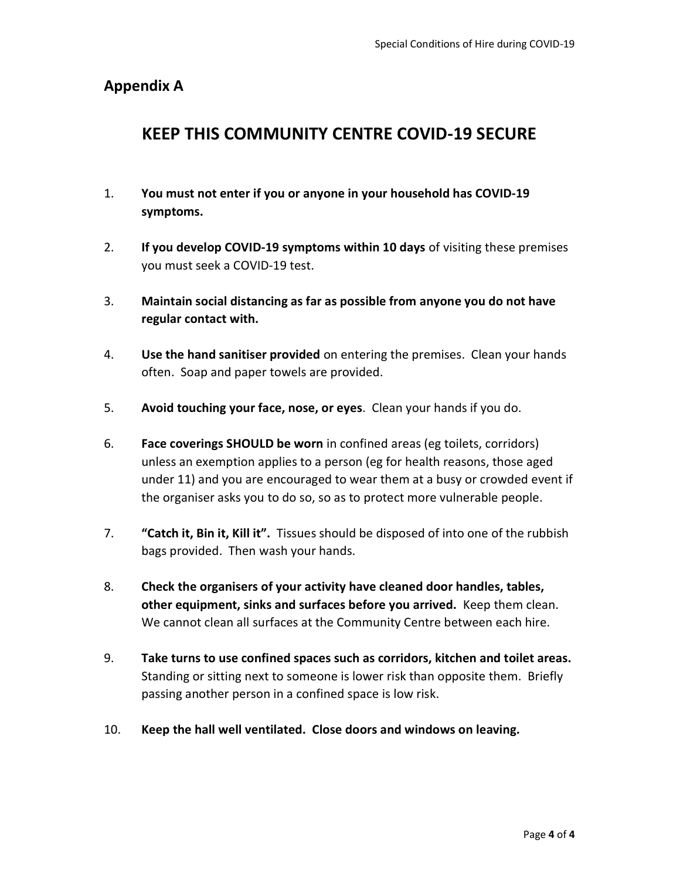## Appendix A

# KEEP THIS COMMUNITY CENTRE COVID-19 SECURE

1. **You must not enter if you or anyone in your household has COVID-19 symptoms.**

2. **If you develop COVID-19 symptoms within 10 days** of visiting these premises you must seek a COVID-19 test.

3. **Maintain social distancing as far as possible from anyone you do not have regular contact with.**

4. **Use the hand sanitiser provided** on entering the premises. Clean your hands often. Soap and paper towels are provided.

5. **Avoid touching your face, nose, or eyes**. Clean your hands if you do.

6. **Face coverings SHOULD be worn** in confined areas (eg toilets, corridors) unless an exemption applies to a person (eg for health reasons, those aged under 11) and you are encouraged to wear them at a busy or crowded event if the organiser asks you to do so, so as to protect more vulnerable people.

7. **"Catch it, Bin it, Kill it".** Tissues should be disposed of into one of the rubbish bags provided. Then wash your hands.

8. **Check the organisers of your activity have cleaned door handles, tables, other equipment, sinks and surfaces before you arrived.** Keep them clean. We cannot clean all surfaces at the Community Centre between each hire.

9. **Take turns to use confined spaces such as corridors, kitchen and toilet areas.** Standing or sitting next to someone is lower risk than opposite them. Briefly passing another person in a confined space is low risk.

10. **Keep the hall well ventilated. Close doors and windows on leaving.**